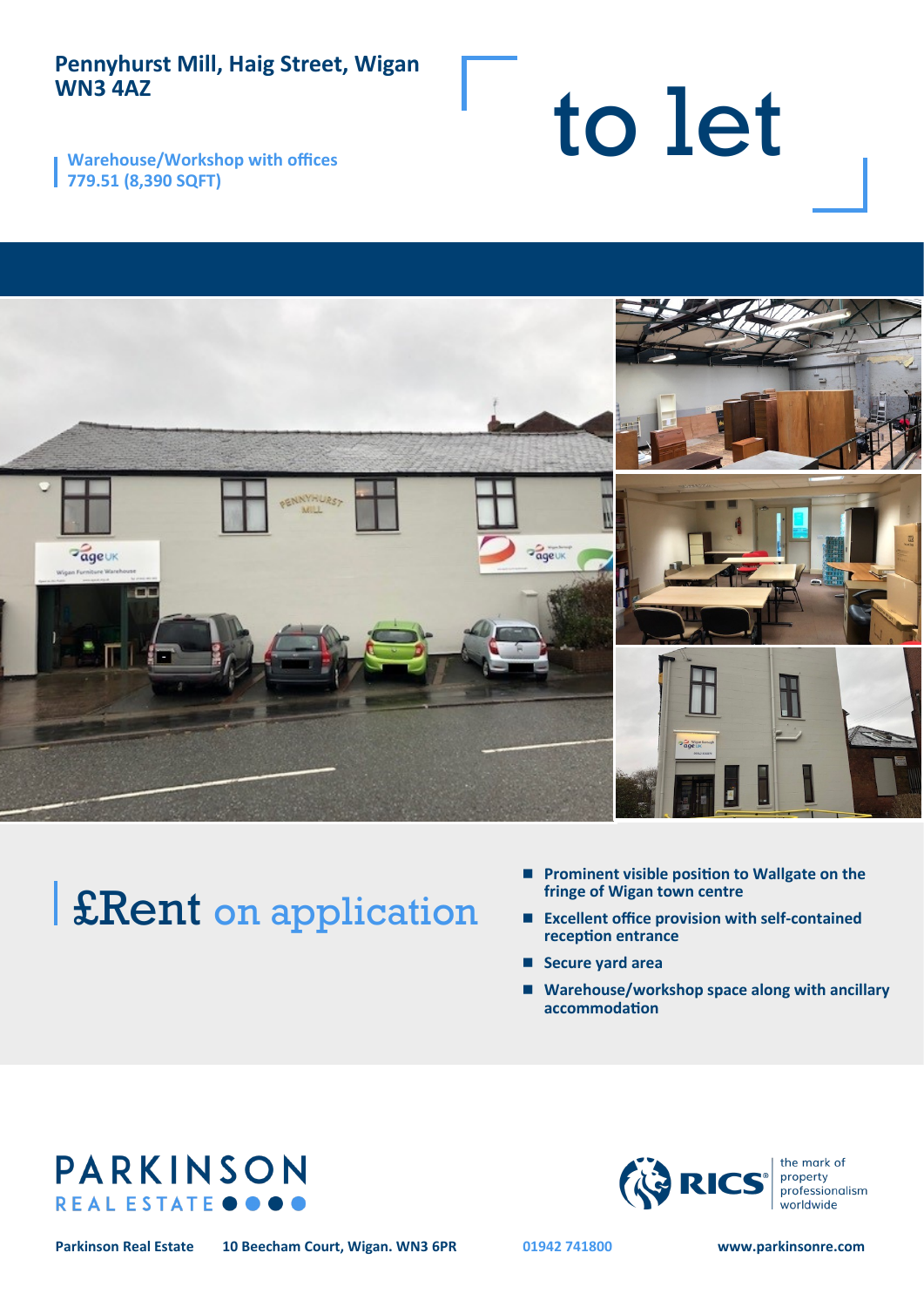# Pennyhurst Mill, Haig Street, Wigan WN3 4AZ

**Warehouse/Workshop with offices**
**779.51 (8,390 SQFT)**

# to let

## £Rent on application

- **Prominent visible position to Wallgate on the fringe of Wigan town centre**
- **Excellent office provision with self-contained reception entrance**
- **Secure yard area**
- **Warehouse/workshop space along with ancillary accommodation**

PARKINSON REAL ESTATE

RICS the mark of property professionalism worldwide

**Parkinson Real Estate** **10 Beecham Court, Wigan. WN3 6PR** **01942 741800** **www.parkinsonre.com**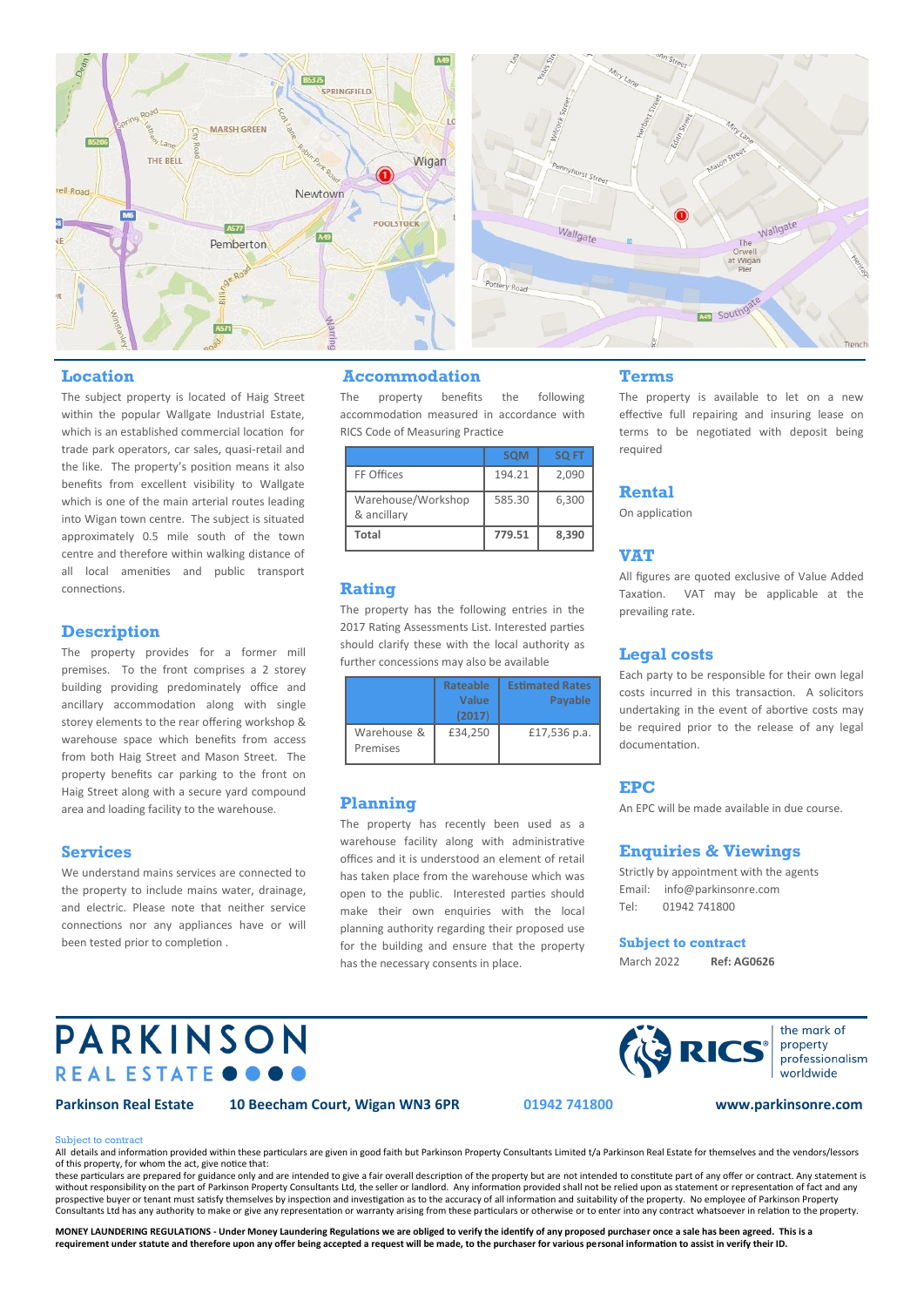## Location

The subject property is located of Haig Street within the popular Wallgate Industrial Estate, which is an established commercial location for trade park operators, car sales, quasi-retail and the like. The property's position means it also benefits from excellent visibility to Wallgate which is one of the main arterial routes leading into Wigan town centre. The subject is situated approximately 0.5 mile south of the town centre and therefore within walking distance of all local amenities and public transport connections.

## Description

The property provides for a former mill premises. To the front comprises a 2 storey building providing predominately office and ancillary accommodation along with single storey elements to the rear offering workshop & warehouse space which benefits from access from both Haig Street and Mason Street. The property benefits car parking to the front on Haig Street along with a secure yard compound area and loading facility to the warehouse.

## Services

We understand mains services are connected to the property to include mains water, drainage, and electric. Please note that neither service connections nor any appliances have or will been tested prior to completion .

## Accommodation

The property benefits the following accommodation measured in accordance with RICS Code of Measuring Practice

| | SQM | SQ FT |
|---|---|---|
| FF Offices | 194.21 | 2,090 |
| Warehouse/Workshop & ancillary | 585.30 | 6,300 |
| **Total** | **779.51** | **8,390** |

## Rating

The property has the following entries in the 2017 Rating Assessments List. Interested parties should clarify these with the local authority as further concessions may also be available

| | Rateable Value (2017) | Estimated Rates Payable |
|---|---|---|
| Warehouse & Premises | £34,250 | £17,536 p.a. |

## Planning

The property has recently been used as a warehouse facility along with administrative offices and it is understood an element of retail has taken place from the warehouse which was open to the public. Interested parties should make their own enquiries with the local planning authority regarding their proposed use for the building and ensure that the property has the necessary consents in place.

## Terms

The property is available to let on a new effective full repairing and insuring lease on terms to be negotiated with deposit being required

## Rental

On application

## VAT

All figures are quoted exclusive of Value Added Taxation. VAT may be applicable at the prevailing rate.

## Legal costs

Each party to be responsible for their own legal costs incurred in this transaction. A solicitors undertaking in the event of abortive costs may be required prior to the release of any legal documentation.

## EPC

An EPC will be made available in due course.

## Enquiries & Viewings

Strictly by appointment with the agents

Email: info@parkinsonre.com

Tel: 01942 741800

### Subject to contract

March 2022 **Ref: AG0626**

PARKINSON REAL ESTATE

RICS the mark of property professionalism worldwide

**Parkinson Real Estate** **10 Beecham Court, Wigan WN3 6PR** 01942 741800 **www.parkinsonre.com**

Subject to contract

All details and information provided within these particulars are given in good faith but Parkinson Property Consultants Limited t/a Parkinson Real Estate for themselves and the vendors/lessors of this property, for whom the act, give notice that:

these particulars are prepared for guidance only and are intended to give a fair overall description of the property but are not intended to constitute part of any offer or contract. Any statement is without responsibility on the part of Parkinson Property Consultants Ltd, the seller or landlord. Any information provided shall not be relied upon as statement or representation of fact and any prospective buyer or tenant must satisfy themselves by inspection and investigation as to the accuracy of all information and suitability of the property. No employee of Parkinson Property Consultants Ltd has any authority to make or give any representation or warranty arising from these particulars or otherwise or to enter into any contract whatsoever in relation to the property.

**MONEY LAUNDERING REGULATIONS - Under Money Laundering Regulations we are obliged to verify the identify of any proposed purchaser once a sale has been agreed. This is a requirement under statute and therefore upon any offer being accepted a request will be made, to the purchaser for various personal information to assist in verify their ID.**